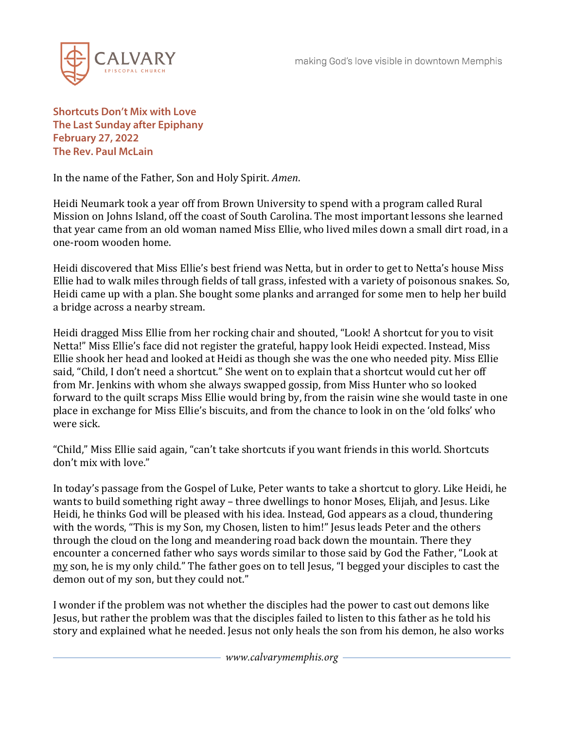**Shortcuts Don't Mix with Love**
**The Last Sunday after Epiphany**
**February 27, 2022**
**The Rev. Paul McLain**

In the name of the Father, Son and Holy Spirit. *Amen*.

Heidi Neumark took a year off from Brown University to spend with a program called Rural Mission on Johns Island, off the coast of South Carolina. The most important lessons she learned that year came from an old woman named Miss Ellie, who lived miles down a small dirt road, in a one-room wooden home.

Heidi discovered that Miss Ellie's best friend was Netta, but in order to get to Netta's house Miss Ellie had to walk miles through fields of tall grass, infested with a variety of poisonous snakes. So, Heidi came up with a plan. She bought some planks and arranged for some men to help her build a bridge across a nearby stream.

Heidi dragged Miss Ellie from her rocking chair and shouted, "Look! A shortcut for you to visit Netta!" Miss Ellie's face did not register the grateful, happy look Heidi expected. Instead, Miss Ellie shook her head and looked at Heidi as though she was the one who needed pity. Miss Ellie said, "Child, I don't need a shortcut." She went on to explain that a shortcut would cut her off from Mr. Jenkins with whom she always swapped gossip, from Miss Hunter who so looked forward to the quilt scraps Miss Ellie would bring by, from the raisin wine she would taste in one place in exchange for Miss Ellie's biscuits, and from the chance to look in on the 'old folks' who were sick.

"Child," Miss Ellie said again, "can't take shortcuts if you want friends in this world. Shortcuts don't mix with love."

In today's passage from the Gospel of Luke, Peter wants to take a shortcut to glory. Like Heidi, he wants to build something right away – three dwellings to honor Moses, Elijah, and Jesus. Like Heidi, he thinks God will be pleased with his idea. Instead, God appears as a cloud, thundering with the words, "This is my Son, my Chosen, listen to him!" Jesus leads Peter and the others through the cloud on the long and meandering road back down the mountain. There they encounter a concerned father who says words similar to those said by God the Father, "Look at <u>my</u> son, he is my only child." The father goes on to tell Jesus, "I begged your disciples to cast the demon out of my son, but they could not."

I wonder if the problem was not whether the disciples had the power to cast out demons like Jesus, but rather the problem was that the disciples failed to listen to this father as he told his story and explained what he needed. Jesus not only heals the son from his demon, he also works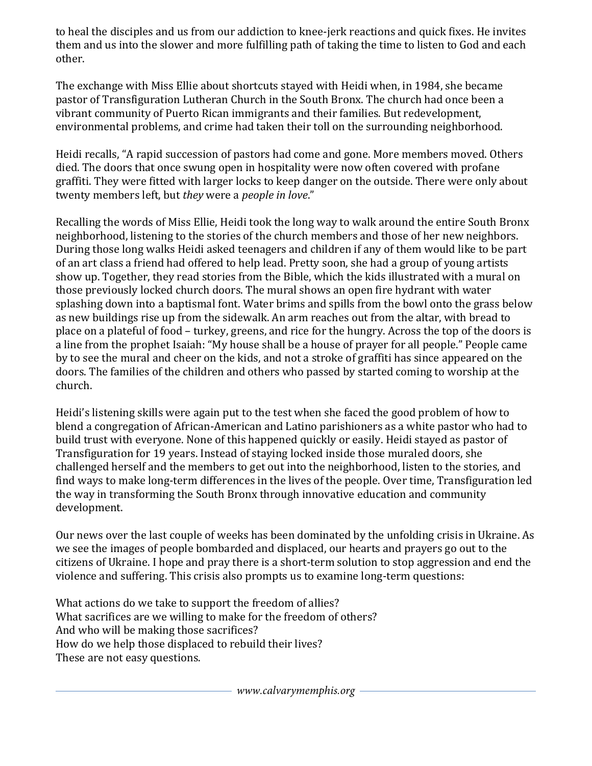to heal the disciples and us from our addiction to knee-jerk reactions and quick fixes. He invites them and us into the slower and more fulfilling path of taking the time to listen to God and each other.

The exchange with Miss Ellie about shortcuts stayed with Heidi when, in 1984, she became pastor of Transfiguration Lutheran Church in the South Bronx. The church had once been a vibrant community of Puerto Rican immigrants and their families. But redevelopment, environmental problems, and crime had taken their toll on the surrounding neighborhood.

Heidi recalls, "A rapid succession of pastors had come and gone. More members moved. Others died. The doors that once swung open in hospitality were now often covered with profane graffiti. They were fitted with larger locks to keep danger on the outside. There were only about twenty members left, but *they* were a *people in love*."

Recalling the words of Miss Ellie, Heidi took the long way to walk around the entire South Bronx neighborhood, listening to the stories of the church members and those of her new neighbors. During those long walks Heidi asked teenagers and children if any of them would like to be part of an art class a friend had offered to help lead. Pretty soon, she had a group of young artists show up. Together, they read stories from the Bible, which the kids illustrated with a mural on those previously locked church doors. The mural shows an open fire hydrant with water splashing down into a baptismal font. Water brims and spills from the bowl onto the grass below as new buildings rise up from the sidewalk. An arm reaches out from the altar, with bread to place on a plateful of food – turkey, greens, and rice for the hungry. Across the top of the doors is a line from the prophet Isaiah: "My house shall be a house of prayer for all people." People came by to see the mural and cheer on the kids, and not a stroke of graffiti has since appeared on the doors. The families of the children and others who passed by started coming to worship at the church.

Heidi's listening skills were again put to the test when she faced the good problem of how to blend a congregation of African-American and Latino parishioners as a white pastor who had to build trust with everyone. None of this happened quickly or easily. Heidi stayed as pastor of Transfiguration for 19 years. Instead of staying locked inside those muraled doors, she challenged herself and the members to get out into the neighborhood, listen to the stories, and find ways to make long-term differences in the lives of the people. Over time, Transfiguration led the way in transforming the South Bronx through innovative education and community development.

Our news over the last couple of weeks has been dominated by the unfolding crisis in Ukraine. As we see the images of people bombarded and displaced, our hearts and prayers go out to the citizens of Ukraine. I hope and pray there is a short-term solution to stop aggression and end the violence and suffering. This crisis also prompts us to examine long-term questions:

What actions do we take to support the freedom of allies?
What sacrifices are we willing to make for the freedom of others?
And who will be making those sacrifices?
How do we help those displaced to rebuild their lives?
These are not easy questions.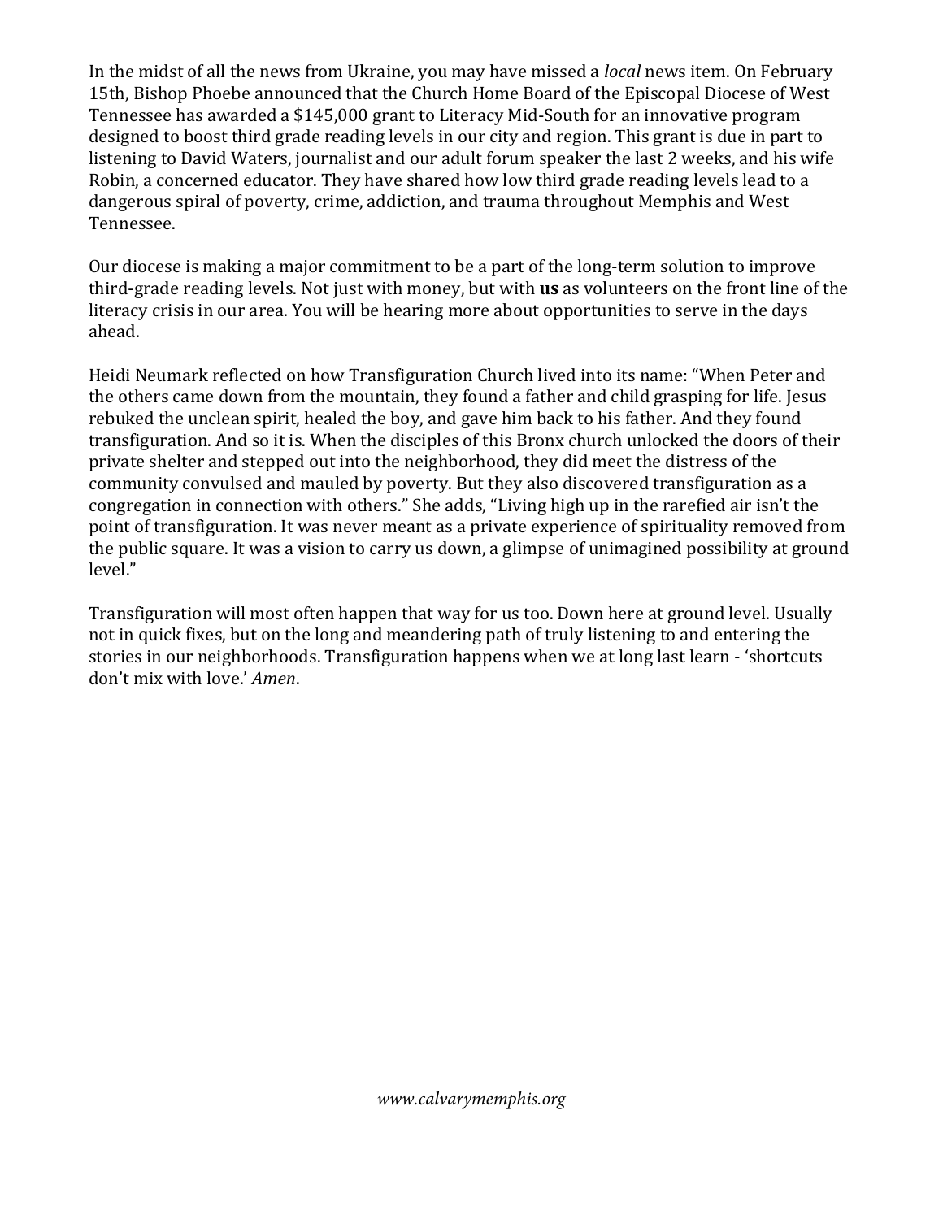In the midst of all the news from Ukraine, you may have missed a *local* news item. On February 15th, Bishop Phoebe announced that the Church Home Board of the Episcopal Diocese of West Tennessee has awarded a $145,000 grant to Literacy Mid-South for an innovative program designed to boost third grade reading levels in our city and region. This grant is due in part to listening to David Waters, journalist and our adult forum speaker the last 2 weeks, and his wife Robin, a concerned educator. They have shared how low third grade reading levels lead to a dangerous spiral of poverty, crime, addiction, and trauma throughout Memphis and West Tennessee.

Our diocese is making a major commitment to be a part of the long-term solution to improve third-grade reading levels. Not just with money, but with **us** as volunteers on the front line of the literacy crisis in our area. You will be hearing more about opportunities to serve in the days ahead.

Heidi Neumark reflected on how Transfiguration Church lived into its name: "When Peter and the others came down from the mountain, they found a father and child grasping for life. Jesus rebuked the unclean spirit, healed the boy, and gave him back to his father. And they found transfiguration. And so it is. When the disciples of this Bronx church unlocked the doors of their private shelter and stepped out into the neighborhood, they did meet the distress of the community convulsed and mauled by poverty. But they also discovered transfiguration as a congregation in connection with others." She adds, "Living high up in the rarefied air isn't the point of transfiguration. It was never meant as a private experience of spirituality removed from the public square. It was a vision to carry us down, a glimpse of unimagined possibility at ground level."

Transfiguration will most often happen that way for us too. Down here at ground level. Usually not in quick fixes, but on the long and meandering path of truly listening to and entering the stories in our neighborhoods. Transfiguration happens when we at long last learn - 'shortcuts don't mix with love.' *Amen*.